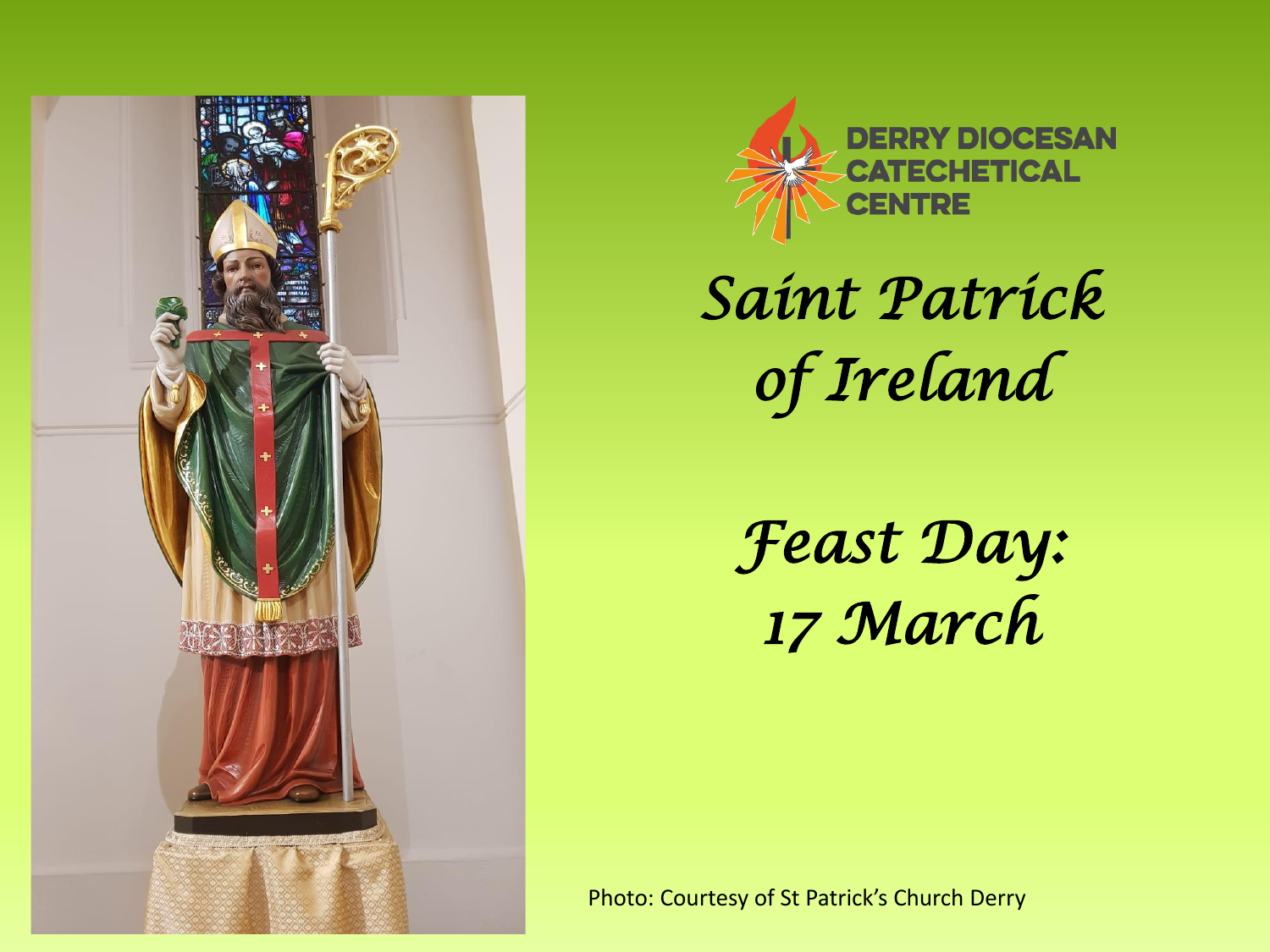DERRY DIOCESAN CATECHETICAL CENTRE

# *Saint Patrick of Ireland*

## *Feast Day: 17 March*

Photo: Courtesy of St Patrick's Church Derry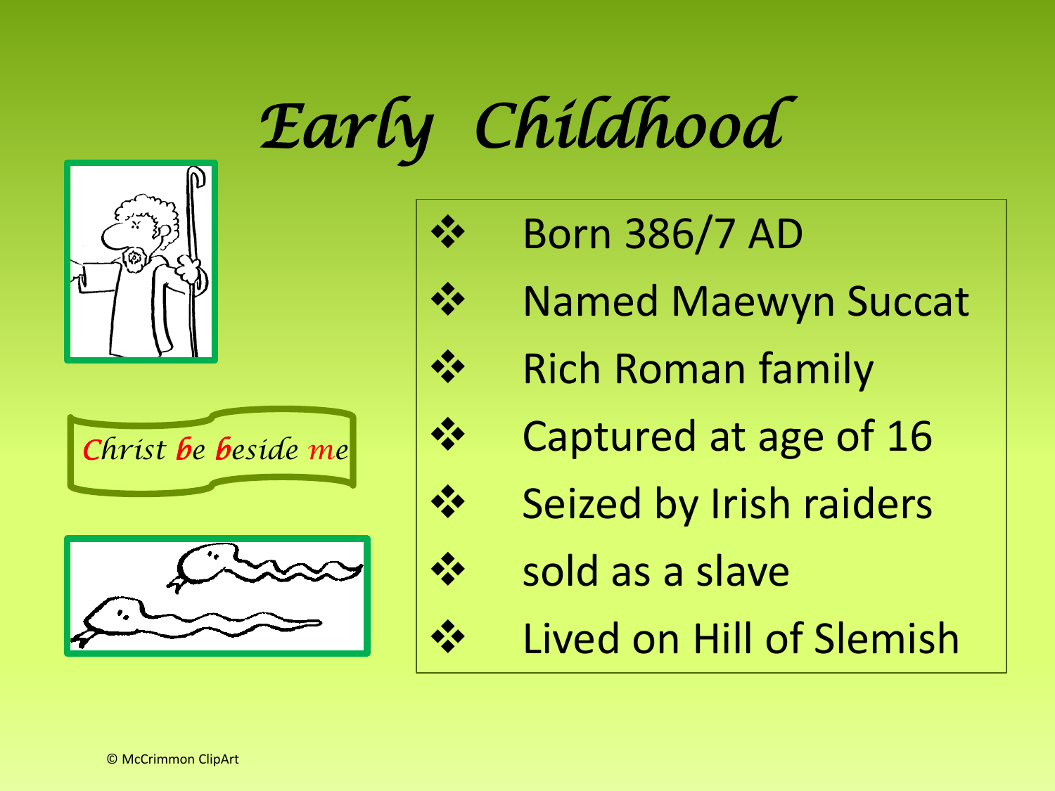# *Early Childhood*

*Christ be beside me*

- Born 386/7 AD
- Named Maewyn Succat
- Rich Roman family
- Captured at age of 16
- Seized by Irish raiders
- sold as a slave
- Lived on Hill of Slemish

© McCrimmon ClipArt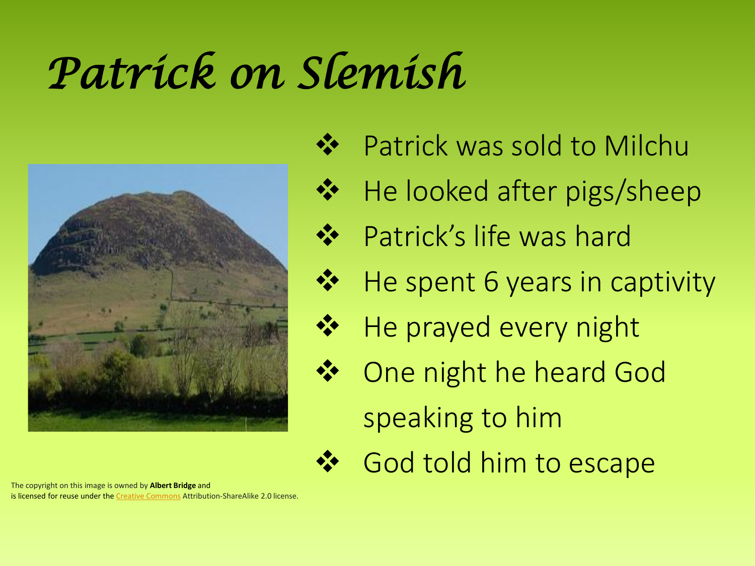# *Patrick on Slemish*

- Patrick was sold to Milchu
- He looked after pigs/sheep
- Patrick's life was hard
- He spent 6 years in captivity
- He prayed every night
- One night he heard God speaking to him
- God told him to escape

The copyright on this image is owned by **Albert Bridge** and is licensed for reuse under the Creative Commons Attribution-ShareAlike 2.0 license.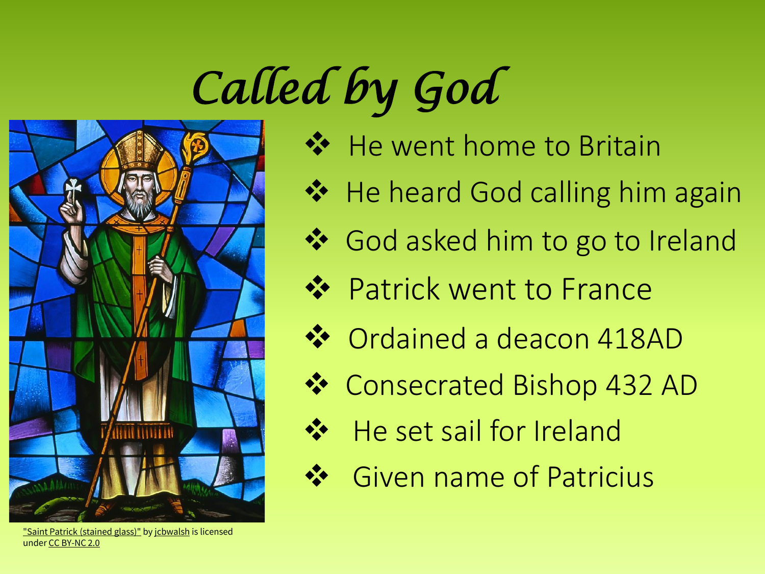# Called by God

- He went home to Britain
- He heard God calling him again
- God asked him to go to Ireland
- Patrick went to France
- Ordained a deacon 418AD
- Consecrated Bishop 432 AD
- He set sail for Ireland
- Given name of Patricius

"Saint Patrick (stained glass)" by jcbwalsh is licensed under CC BY-NC 2.0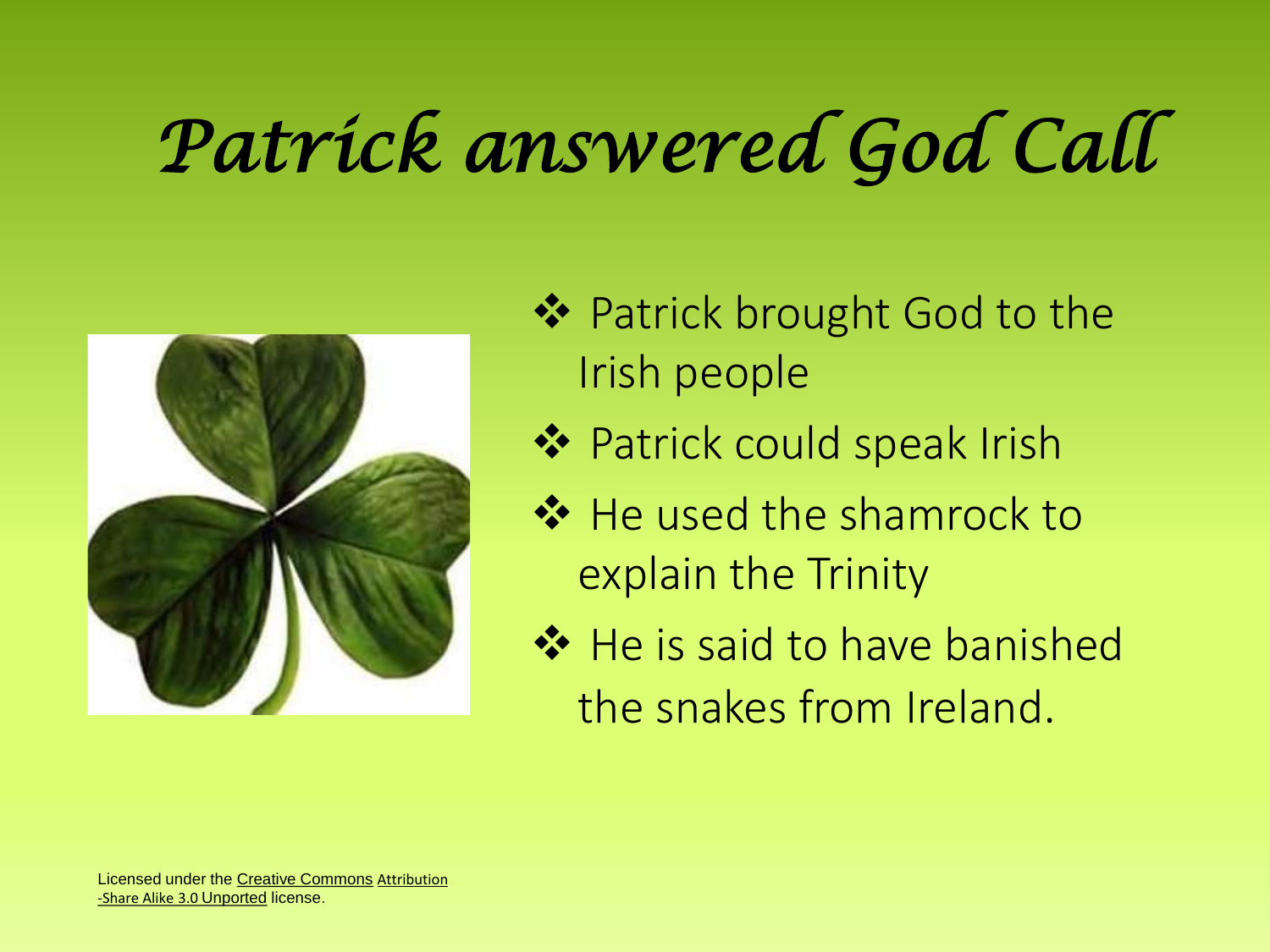# Patrick answered God Call

- Patrick brought God to the Irish people
- Patrick could speak Irish
- He used the shamrock to explain the Trinity
- He is said to have banished the snakes from Ireland.

Licensed under the Creative Commons Attribution -Share Alike 3.0 Unported license.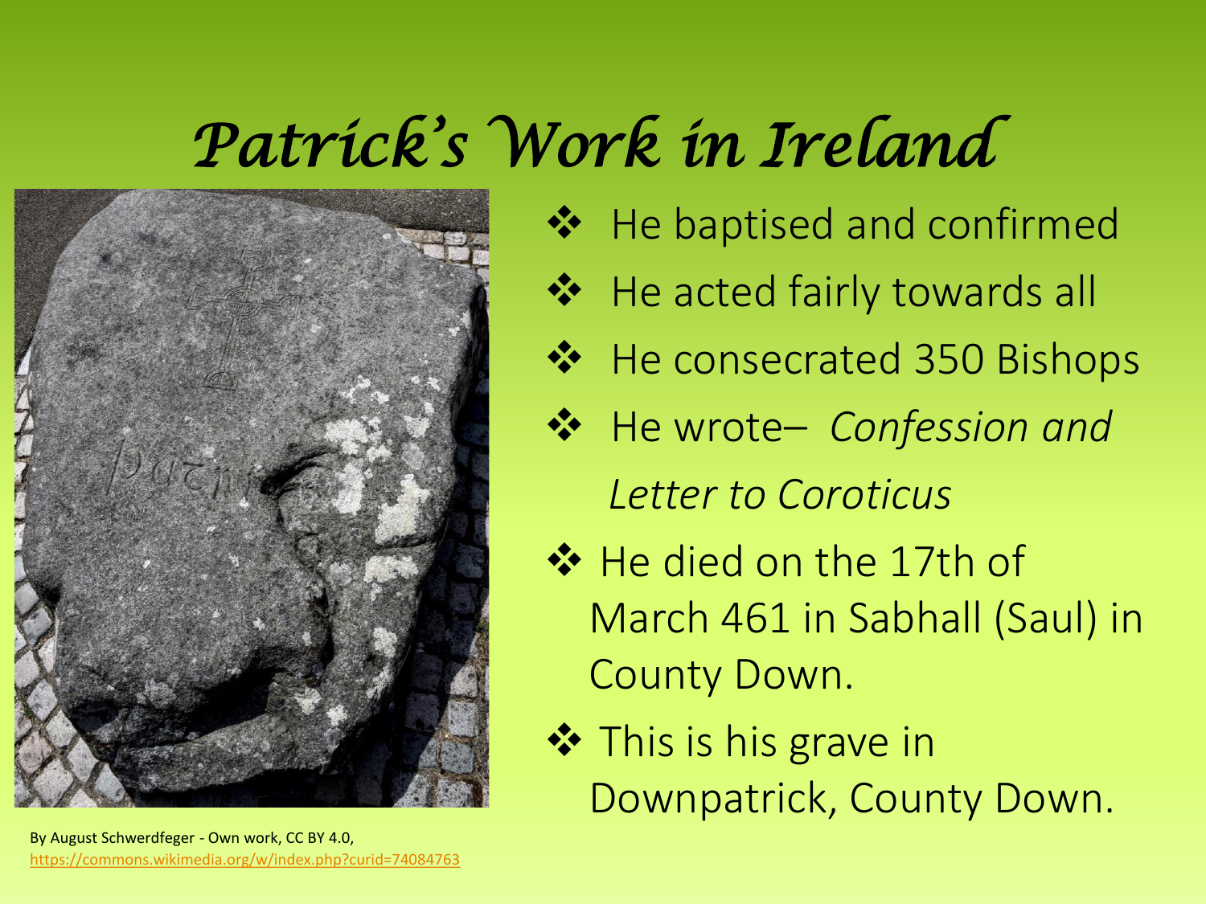# *Patrick's Work in Ireland*

- He baptised and confirmed
- He acted fairly towards all
- He consecrated 350 Bishops
- He wrote– *Confession and Letter to Coroticus*
- He died on the 17th of March 461 in Sabhall (Saul) in County Down.
- This is his grave in Downpatrick, County Down.

By August Schwerdfeger - Own work, CC BY 4.0, https://commons.wikimedia.org/w/index.php?curid=74084763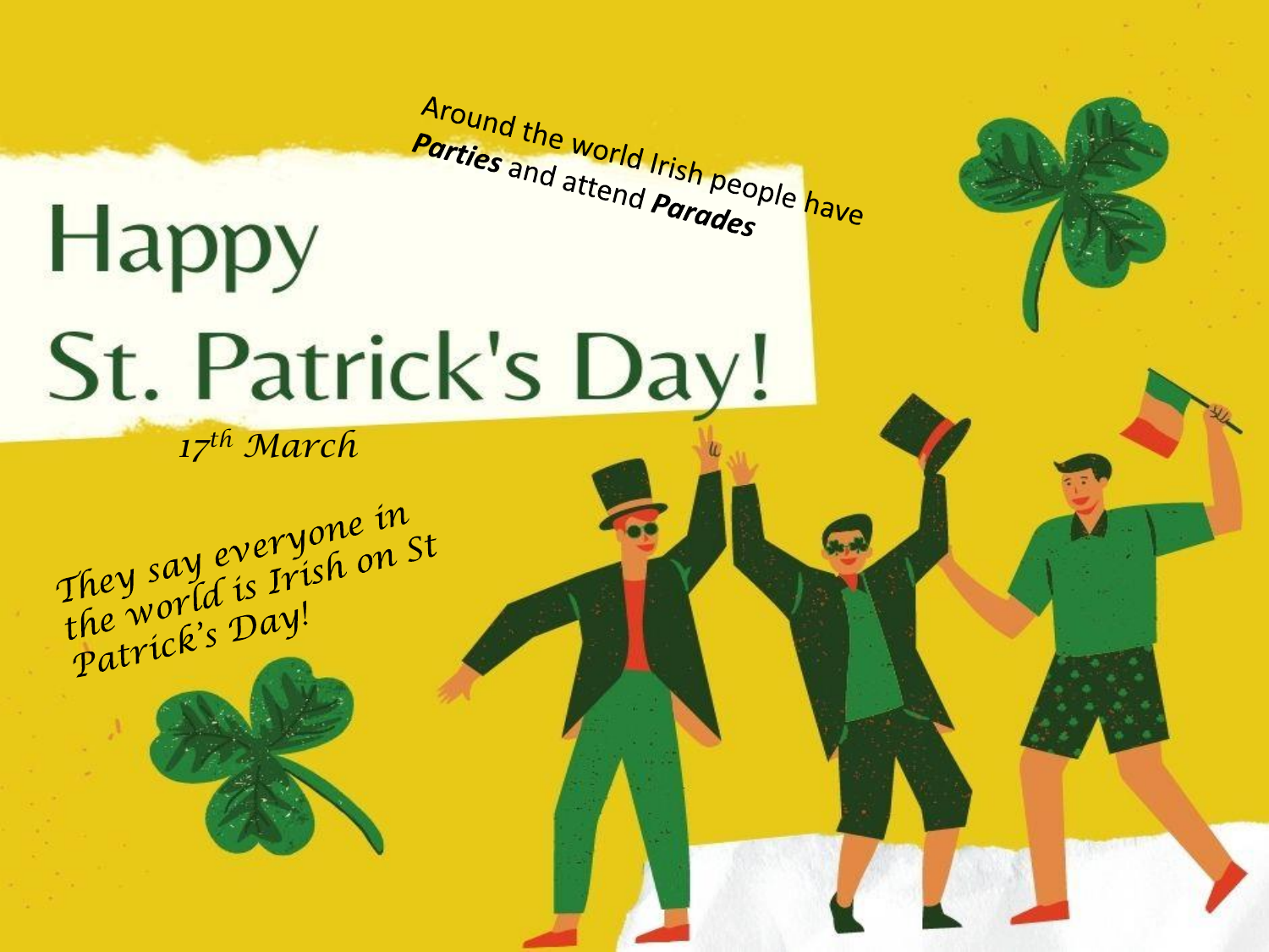Around the world Irish people have ***Parties*** and attend ***Parades***

# Happy St. Patrick's Day!

*17th March*

*They say everyone in the world is Irish on St Patrick's Day!*